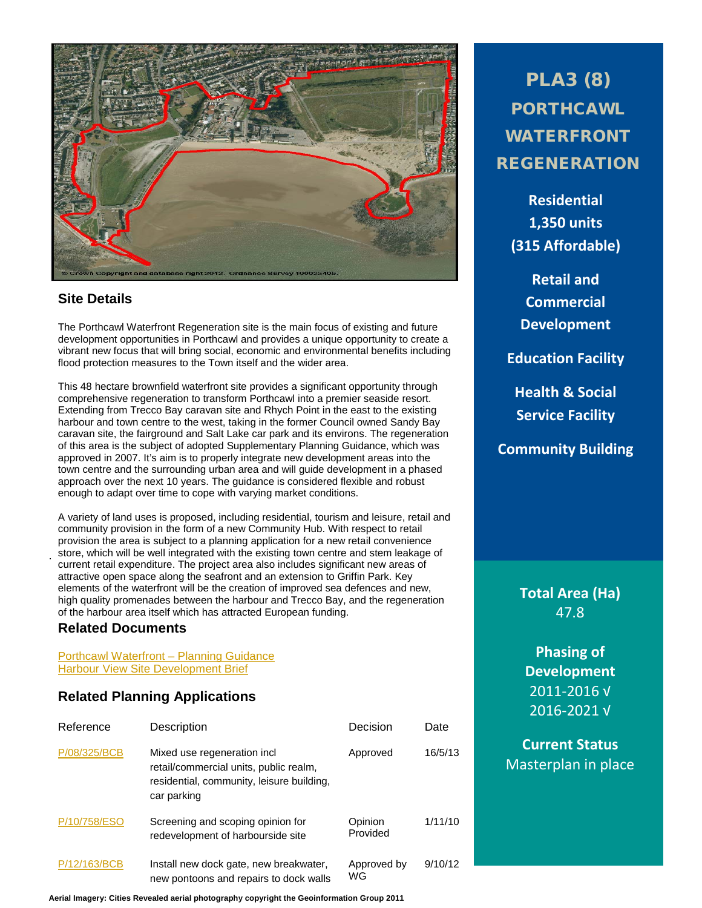# PLA3 (8) PORTHCAWL WATERFRONT REGENERATION

**Residential**
**1,350 units**
**(315 Affordable)**

**Retail and Commercial Development**

**Education Facility**

**Health & Social Service Facility**

**Community Building**

**Total Area (Ha)**
47.8

**Phasing of Development**
2011-2016 √
2016-2021 √

**Current Status**
Masterplan in place

© Crown Copyright and database right 2012. Ordnance Survey 100023405.

## Site Details

The Porthcawl Waterfront Regeneration site is the main focus of existing and future development opportunities in Porthcawl and provides a unique opportunity to create a vibrant new focus that will bring social, economic and environmental benefits including flood protection measures to the Town itself and the wider area.

This 48 hectare brownfield waterfront site provides a significant opportunity through comprehensive regeneration to transform Porthcawl into a premier seaside resort. Extending from Trecco Bay caravan site and Rhych Point in the east to the existing harbour and town centre to the west, taking in the former Council owned Sandy Bay caravan site, the fairground and Salt Lake car park and its environs. The regeneration of this area is the subject of adopted Supplementary Planning Guidance, which was approved in 2007. It's aim is to properly integrate new development areas into the town centre and the surrounding urban area and will guide development in a phased approach over the next 10 years. The guidance is considered flexible and robust enough to adapt over time to cope with varying market conditions.

A variety of land uses is proposed, including residential, tourism and leisure, retail and community provision in the form of a new Community Hub. With respect to retail provision the area is subject to a planning application for a new retail convenience store, which will be well integrated with the existing town centre and stem leakage of current retail expenditure. The project area also includes significant new areas of attractive open space along the seafront and an extension to Griffin Park. Key elements of the waterfront will be the creation of improved sea defences and new, high quality promenades between the harbour and Trecco Bay, and the regeneration of the harbour area itself which has attracted European funding.

## Related Documents

Porthcawl Waterfront – Planning Guidance
Harbour View Site Development Brief

## Related Planning Applications

| Reference | Description | Decision | Date |
|---|---|---|---|
| P/08/325/BCB | Mixed use regeneration incl retail/commercial units, public realm, residential, community, leisure building, car parking | Approved | 16/5/13 |
| P/10/758/ESO | Screening and scoping opinion for redevelopment of harbourside site | Opinion Provided | 1/11/10 |
| P/12/163/BCB | Install new dock gate, new breakwater, new pontoons and repairs to dock walls | Approved by WG | 9/10/12 |

Aerial Imagery: Cities Revealed aerial photography copyright the Geoinformation Group 2011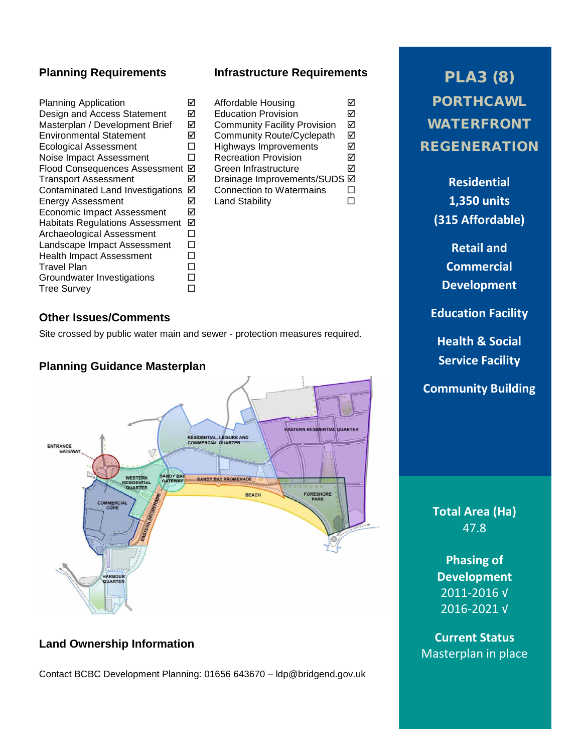## Planning Requirements

| | |
|---|---|
| Planning Application | ☑ |
| Design and Access Statement | ☑ |
| Masterplan / Development Brief | ☑ |
| Environmental Statement | ☑ |
| Ecological Assessment | ☐ |
| Noise Impact Assessment | ☐ |
| Flood Consequences Assessment | ☑ |
| Transport Assessment | ☑ |
| Contaminated Land Investigations | ☑ |
| Energy Assessment | ☑ |
| Economic Impact Assessment | ☑ |
| Habitats Regulations Assessment | ☑ |
| Archaeological Assessment | ☐ |
| Landscape Impact Assessment | ☐ |
| Health Impact Assessment | ☐ |
| Travel Plan | ☐ |
| Groundwater Investigations | ☐ |
| Tree Survey | ☐ |

## Infrastructure Requirements

| | |
|---|---|
| Affordable Housing | ☑ |
| Education Provision | ☑ |
| Community Facility Provision | ☑ |
| Community Route/Cyclepath | ☑ |
| Highways Improvements | ☑ |
| Recreation Provision | ☑ |
| Green Infrastructure | ☑ |
| Drainage Improvements/SUDS | ☑ |
| Connection to Watermains | ☐ |
| Land Stability | ☐ |

## Other Issues/Comments

Site crossed by public water main and sewer - protection measures required.

## Planning Guidance Masterplan

ENTRANCE GATEWAY

RESIDENTIAL, LEISURE AND COMMERCIAL QUARTER

EASTERN RESIDENTIAL QUARTER

WESTERN RESIDENTIAL QUARTER

SANDY BAY GATEWAY

SANDY BAY PROMENADE

BEACH

FORESHORE PARK

COMMERCIAL CORE

EASTERN PROMENADE

HARBOUR QUARTER

## Land Ownership Information

Contact BCBC Development Planning: 01656 643670 – ldp@bridgend.gov.uk

# PLA3 (8) PORTHCAWL WATERFRONT REGENERATION

**Residential 1,350 units (315 Affordable)**

**Retail and Commercial Development**

**Education Facility**

**Health & Social Service Facility**

**Community Building**

**Total Area (Ha)**
47.8

**Phasing of Development**
2011-2016 √
2016-2021 √

**Current Status**
Masterplan in place